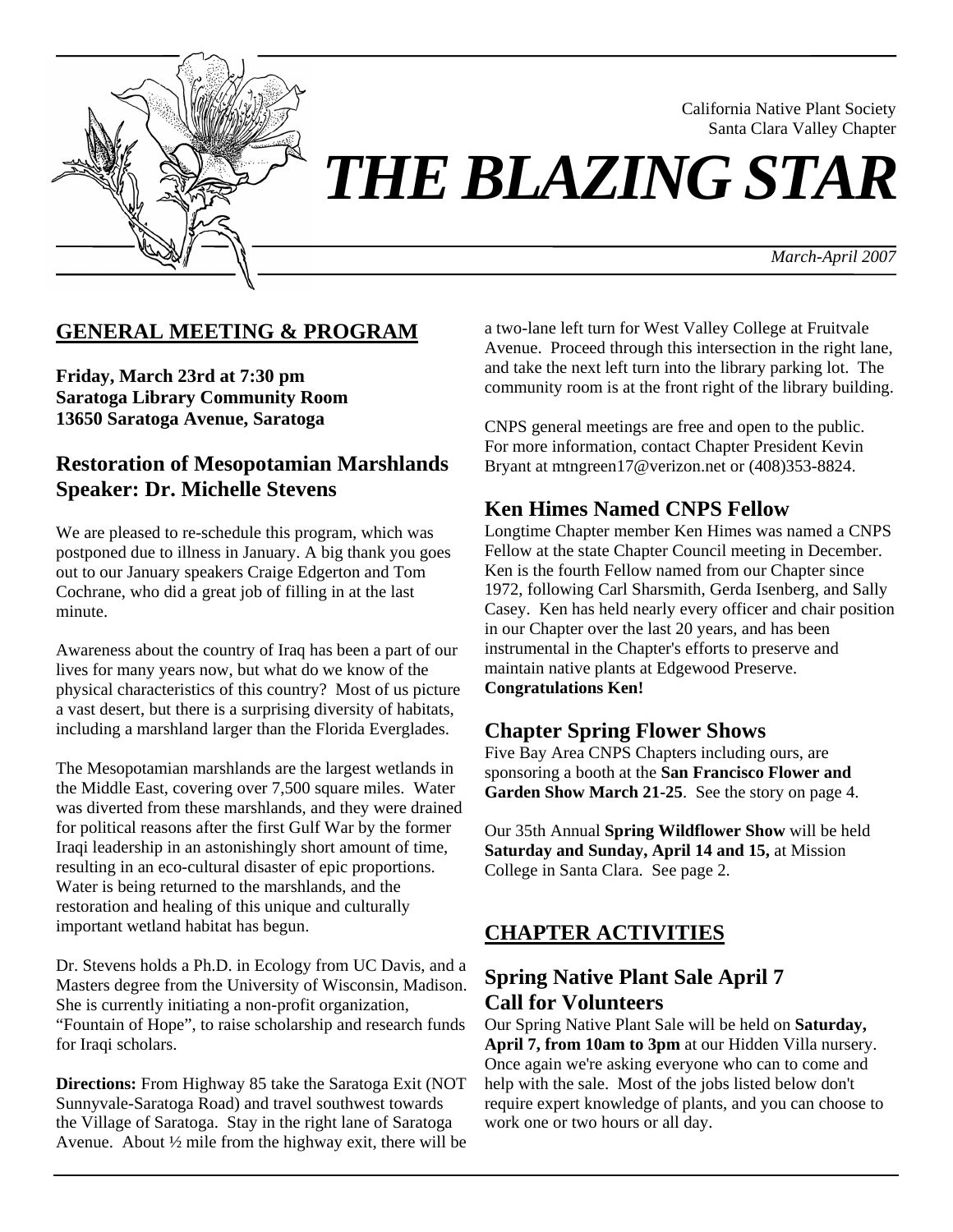California Native Plant Society
Santa Clara Valley Chapter

# *THE BLAZING STAR*

*March-April 2007*

## GENERAL MEETING & PROGRAM

**Friday, March 23rd at 7:30 pm**
**Saratoga Library Community Room**
**13650 Saratoga Avenue, Saratoga**

### Restoration of Mesopotamian Marshlands
### Speaker: Dr. Michelle Stevens

We are pleased to re-schedule this program, which was postponed due to illness in January. A big thank you goes out to our January speakers Craige Edgerton and Tom Cochrane, who did a great job of filling in at the last minute.

Awareness about the country of Iraq has been a part of our lives for many years now, but what do we know of the physical characteristics of this country? Most of us picture a vast desert, but there is a surprising diversity of habitats, including a marshland larger than the Florida Everglades.

The Mesopotamian marshlands are the largest wetlands in the Middle East, covering over 7,500 square miles. Water was diverted from these marshlands, and they were drained for political reasons after the first Gulf War by the former Iraqi leadership in an astonishingly short amount of time, resulting in an eco-cultural disaster of epic proportions. Water is being returned to the marshlands, and the restoration and healing of this unique and culturally important wetland habitat has begun.

Dr. Stevens holds a Ph.D. in Ecology from UC Davis, and a Masters degree from the University of Wisconsin, Madison. She is currently initiating a non-profit organization, "Fountain of Hope", to raise scholarship and research funds for Iraqi scholars.

**Directions:** From Highway 85 take the Saratoga Exit (NOT Sunnyvale-Saratoga Road) and travel southwest towards the Village of Saratoga. Stay in the right lane of Saratoga Avenue. About ½ mile from the highway exit, there will be a two-lane left turn for West Valley College at Fruitvale Avenue. Proceed through this intersection in the right lane, and take the next left turn into the library parking lot. The community room is at the front right of the library building.

CNPS general meetings are free and open to the public. For more information, contact Chapter President Kevin Bryant at mtngreen17@verizon.net or (408)353-8824.

### Ken Himes Named CNPS Fellow

Longtime Chapter member Ken Himes was named a CNPS Fellow at the state Chapter Council meeting in December. Ken is the fourth Fellow named from our Chapter since 1972, following Carl Sharsmith, Gerda Isenberg, and Sally Casey. Ken has held nearly every officer and chair position in our Chapter over the last 20 years, and has been instrumental in the Chapter's efforts to preserve and maintain native plants at Edgewood Preserve. **Congratulations Ken!**

### Chapter Spring Flower Shows

Five Bay Area CNPS Chapters including ours, are sponsoring a booth at the **San Francisco Flower and Garden Show March 21-25**. See the story on page 4.

Our 35th Annual **Spring Wildflower Show** will be held **Saturday and Sunday, April 14 and 15,** at Mission College in Santa Clara. See page 2.

## CHAPTER ACTIVITIES

### Spring Native Plant Sale April 7
### Call for Volunteers

Our Spring Native Plant Sale will be held on **Saturday, April 7, from 10am to 3pm** at our Hidden Villa nursery. Once again we're asking everyone who can to come and help with the sale. Most of the jobs listed below don't require expert knowledge of plants, and you can choose to work one or two hours or all day.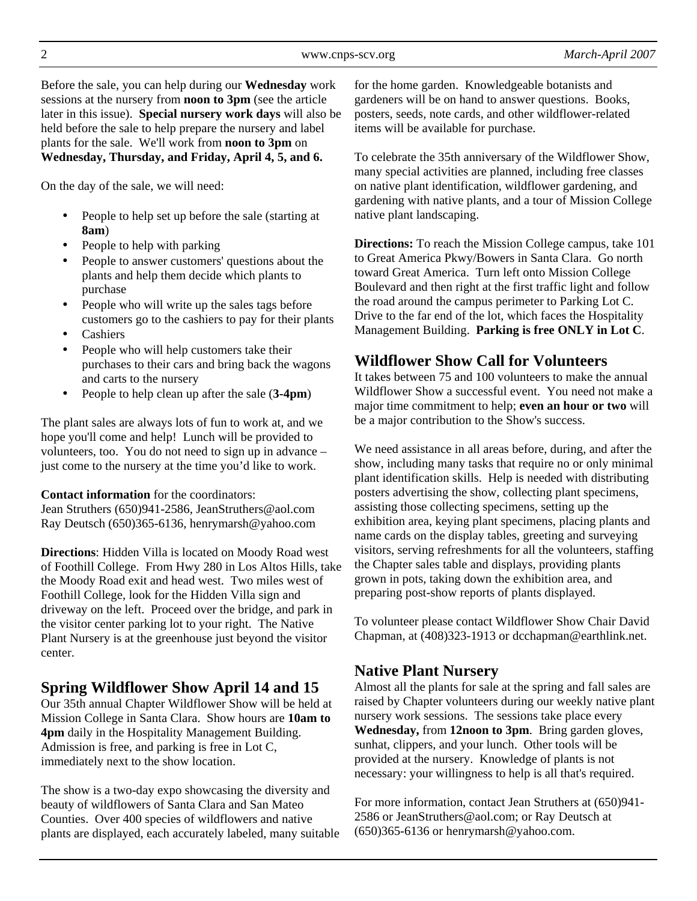Before the sale, you can help during our **Wednesday** work sessions at the nursery from **noon to 3pm** (see the article later in this issue). **Special nursery work days** will also be held before the sale to help prepare the nursery and label plants for the sale. We'll work from **noon to 3pm** on **Wednesday, Thursday, and Friday, April 4, 5, and 6.**

On the day of the sale, we will need:

- People to help set up before the sale (starting at **8am**)
- People to help with parking
- People to answer customers' questions about the plants and help them decide which plants to purchase
- People who will write up the sales tags before customers go to the cashiers to pay for their plants
- Cashiers
- People who will help customers take their purchases to their cars and bring back the wagons and carts to the nursery
- People to help clean up after the sale (**3-4pm**)

The plant sales are always lots of fun to work at, and we hope you'll come and help! Lunch will be provided to volunteers, too. You do not need to sign up in advance – just come to the nursery at the time you'd like to work.

**Contact information** for the coordinators:
Jean Struthers (650)941-2586, JeanStruthers@aol.com
Ray Deutsch (650)365-6136, henrymarsh@yahoo.com

**Directions**: Hidden Villa is located on Moody Road west of Foothill College. From Hwy 280 in Los Altos Hills, take the Moody Road exit and head west. Two miles west of Foothill College, look for the Hidden Villa sign and driveway on the left. Proceed over the bridge, and park in the visitor center parking lot to your right. The Native Plant Nursery is at the greenhouse just beyond the visitor center.

## Spring Wildflower Show April 14 and 15

Our 35th annual Chapter Wildflower Show will be held at Mission College in Santa Clara. Show hours are **10am to 4pm** daily in the Hospitality Management Building. Admission is free, and parking is free in Lot C, immediately next to the show location.

The show is a two-day expo showcasing the diversity and beauty of wildflowers of Santa Clara and San Mateo Counties. Over 400 species of wildflowers and native plants are displayed, each accurately labeled, many suitable for the home garden. Knowledgeable botanists and gardeners will be on hand to answer questions. Books, posters, seeds, note cards, and other wildflower-related items will be available for purchase.

To celebrate the 35th anniversary of the Wildflower Show, many special activities are planned, including free classes on native plant identification, wildflower gardening, and gardening with native plants, and a tour of Mission College native plant landscaping.

**Directions:** To reach the Mission College campus, take 101 to Great America Pkwy/Bowers in Santa Clara. Go north toward Great America. Turn left onto Mission College Boulevard and then right at the first traffic light and follow the road around the campus perimeter to Parking Lot C. Drive to the far end of the lot, which faces the Hospitality Management Building. **Parking is free ONLY in Lot C**.

## Wildflower Show Call for Volunteers

It takes between 75 and 100 volunteers to make the annual Wildflower Show a successful event. You need not make a major time commitment to help; **even an hour or two** will be a major contribution to the Show's success.

We need assistance in all areas before, during, and after the show, including many tasks that require no or only minimal plant identification skills. Help is needed with distributing posters advertising the show, collecting plant specimens, assisting those collecting specimens, setting up the exhibition area, keying plant specimens, placing plants and name cards on the display tables, greeting and surveying visitors, serving refreshments for all the volunteers, staffing the Chapter sales table and displays, providing plants grown in pots, taking down the exhibition area, and preparing post-show reports of plants displayed.

To volunteer please contact Wildflower Show Chair David Chapman, at (408)323-1913 or dcchapman@earthlink.net.

## Native Plant Nursery

Almost all the plants for sale at the spring and fall sales are raised by Chapter volunteers during our weekly native plant nursery work sessions. The sessions take place every **Wednesday,** from **12noon to 3pm**. Bring garden gloves, sunhat, clippers, and your lunch. Other tools will be provided at the nursery. Knowledge of plants is not necessary: your willingness to help is all that's required.

For more information, contact Jean Struthers at (650)941-2586 or JeanStruthers@aol.com; or Ray Deutsch at (650)365-6136 or henrymarsh@yahoo.com.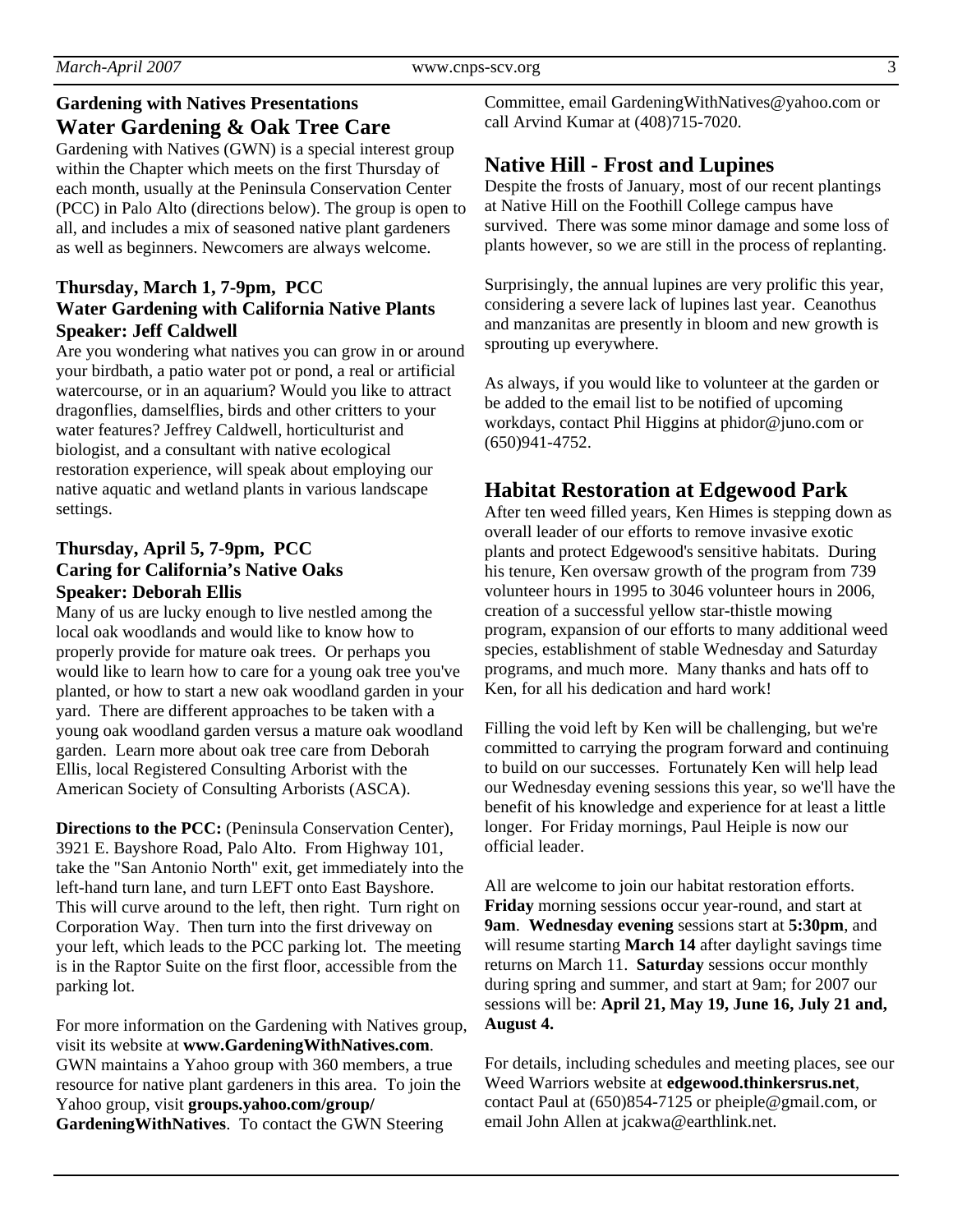## Gardening with Natives Presentations

## Water Gardening & Oak Tree Care

Gardening with Natives (GWN) is a special interest group within the Chapter which meets on the first Thursday of each month, usually at the Peninsula Conservation Center (PCC) in Palo Alto (directions below). The group is open to all, and includes a mix of seasoned native plant gardeners as well as beginners. Newcomers are always welcome.

### Thursday, March 1, 7-9pm, PCC
### Water Gardening with California Native Plants
### Speaker: Jeff Caldwell

Are you wondering what natives you can grow in or around your birdbath, a patio water pot or pond, a real or artificial watercourse, or in an aquarium? Would you like to attract dragonflies, damselflies, birds and other critters to your water features? Jeffrey Caldwell, horticulturist and biologist, and a consultant with native ecological restoration experience, will speak about employing our native aquatic and wetland plants in various landscape settings.

### Thursday, April 5, 7-9pm, PCC
### Caring for California's Native Oaks
### Speaker: Deborah Ellis

Many of us are lucky enough to live nestled among the local oak woodlands and would like to know how to properly provide for mature oak trees. Or perhaps you would like to learn how to care for a young oak tree you've planted, or how to start a new oak woodland garden in your yard. There are different approaches to be taken with a young oak woodland garden versus a mature oak woodland garden. Learn more about oak tree care from Deborah Ellis, local Registered Consulting Arborist with the American Society of Consulting Arborists (ASCA).

**Directions to the PCC:** (Peninsula Conservation Center), 3921 E. Bayshore Road, Palo Alto. From Highway 101, take the "San Antonio North" exit, get immediately into the left-hand turn lane, and turn LEFT onto East Bayshore. This will curve around to the left, then right. Turn right on Corporation Way. Then turn into the first driveway on your left, which leads to the PCC parking lot. The meeting is in the Raptor Suite on the first floor, accessible from the parking lot.

For more information on the Gardening with Natives group, visit its website at **www.GardeningWithNatives.com**. GWN maintains a Yahoo group with 360 members, a true resource for native plant gardeners in this area. To join the Yahoo group, visit **groups.yahoo.com/group/GardeningWithNatives**. To contact the GWN Steering Committee, email GardeningWithNatives@yahoo.com or call Arvind Kumar at (408)715-7020.

## Native Hill - Frost and Lupines

Despite the frosts of January, most of our recent plantings at Native Hill on the Foothill College campus have survived. There was some minor damage and some loss of plants however, so we are still in the process of replanting.

Surprisingly, the annual lupines are very prolific this year, considering a severe lack of lupines last year. Ceanothus and manzanitas are presently in bloom and new growth is sprouting up everywhere.

As always, if you would like to volunteer at the garden or be added to the email list to be notified of upcoming workdays, contact Phil Higgins at phidor@juno.com or (650)941-4752.

## Habitat Restoration at Edgewood Park

After ten weed filled years, Ken Himes is stepping down as overall leader of our efforts to remove invasive exotic plants and protect Edgewood's sensitive habitats. During his tenure, Ken oversaw growth of the program from 739 volunteer hours in 1995 to 3046 volunteer hours in 2006, creation of a successful yellow star-thistle mowing program, expansion of our efforts to many additional weed species, establishment of stable Wednesday and Saturday programs, and much more. Many thanks and hats off to Ken, for all his dedication and hard work!

Filling the void left by Ken will be challenging, but we're committed to carrying the program forward and continuing to build on our successes. Fortunately Ken will help lead our Wednesday evening sessions this year, so we'll have the benefit of his knowledge and experience for at least a little longer. For Friday mornings, Paul Heiple is now our official leader.

All are welcome to join our habitat restoration efforts. **Friday** morning sessions occur year-round, and start at **9am**. **Wednesday evening** sessions start at **5:30pm**, and will resume starting **March 14** after daylight savings time returns on March 11. **Saturday** sessions occur monthly during spring and summer, and start at 9am; for 2007 our sessions will be: **April 21, May 19, June 16, July 21 and, August 4.**

For details, including schedules and meeting places, see our Weed Warriors website at **edgewood.thinkersrus.net**, contact Paul at (650)854-7125 or pheiple@gmail.com, or email John Allen at jcakwa@earthlink.net.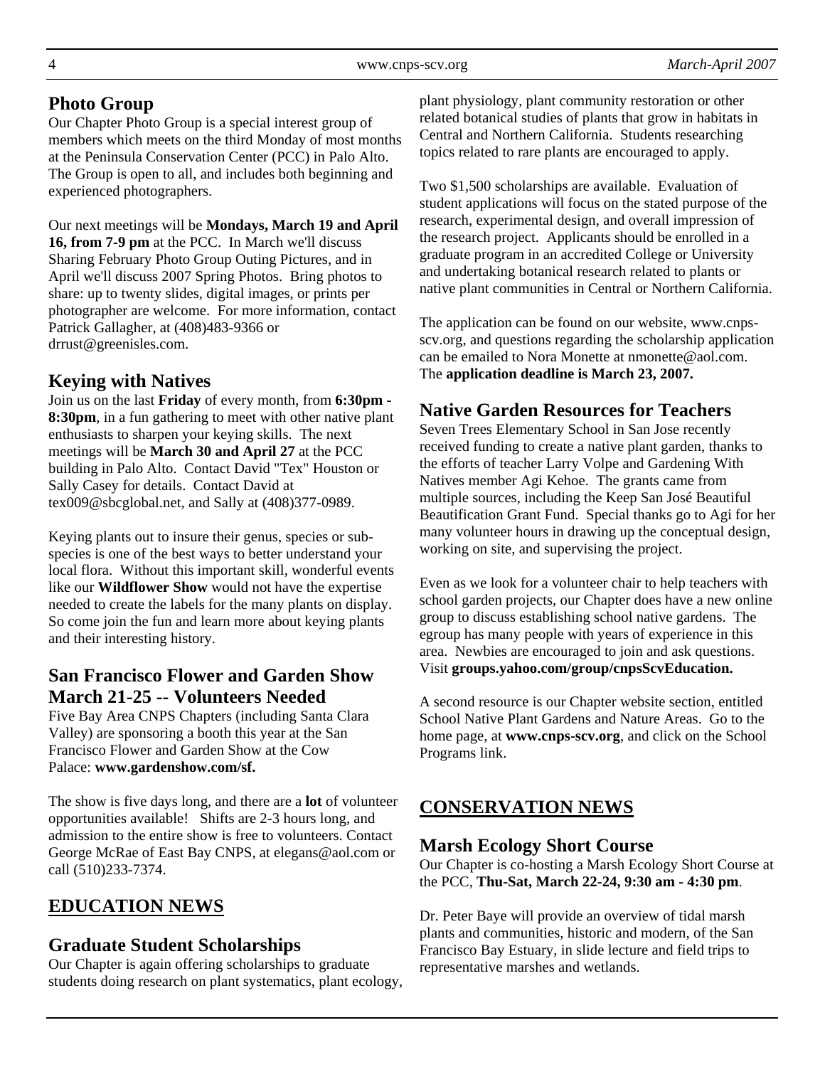## Photo Group

Our Chapter Photo Group is a special interest group of members which meets on the third Monday of most months at the Peninsula Conservation Center (PCC) in Palo Alto. The Group is open to all, and includes both beginning and experienced photographers.

Our next meetings will be **Mondays, March 19 and April 16, from 7-9 pm** at the PCC. In March we'll discuss Sharing February Photo Group Outing Pictures, and in April we'll discuss 2007 Spring Photos. Bring photos to share: up to twenty slides, digital images, or prints per photographer are welcome. For more information, contact Patrick Gallagher, at (408)483-9366 or drrust@greenisles.com.

## Keying with Natives

Join us on the last **Friday** of every month, from **6:30pm - 8:30pm**, in a fun gathering to meet with other native plant enthusiasts to sharpen your keying skills. The next meetings will be **March 30 and April 27** at the PCC building in Palo Alto. Contact David "Tex" Houston or Sally Casey for details. Contact David at tex009@sbcglobal.net, and Sally at (408)377-0989.

Keying plants out to insure their genus, species or sub-species is one of the best ways to better understand your local flora. Without this important skill, wonderful events like our **Wildflower Show** would not have the expertise needed to create the labels for the many plants on display. So come join the fun and learn more about keying plants and their interesting history.

## San Francisco Flower and Garden Show March 21-25 -- Volunteers Needed

Five Bay Area CNPS Chapters (including Santa Clara Valley) are sponsoring a booth this year at the San Francisco Flower and Garden Show at the Cow Palace: **www.gardenshow.com/sf.**

The show is five days long, and there are a **lot** of volunteer opportunities available! Shifts are 2-3 hours long, and admission to the entire show is free to volunteers. Contact George McRae of East Bay CNPS, at elegans@aol.com or call (510)233-7374.

# EDUCATION NEWS

## Graduate Student Scholarships

Our Chapter is again offering scholarships to graduate students doing research on plant systematics, plant ecology, plant physiology, plant community restoration or other related botanical studies of plants that grow in habitats in Central and Northern California. Students researching topics related to rare plants are encouraged to apply.

Two $1,500 scholarships are available. Evaluation of student applications will focus on the stated purpose of the research, experimental design, and overall impression of the research project. Applicants should be enrolled in a graduate program in an accredited College or University and undertaking botanical research related to plants or native plant communities in Central or Northern California.

The application can be found on our website, www.cnps-scv.org, and questions regarding the scholarship application can be emailed to Nora Monette at nmonette@aol.com. The **application deadline is March 23, 2007.**

## Native Garden Resources for Teachers

Seven Trees Elementary School in San Jose recently received funding to create a native plant garden, thanks to the efforts of teacher Larry Volpe and Gardening With Natives member Agi Kehoe. The grants came from multiple sources, including the Keep San José Beautiful Beautification Grant Fund. Special thanks go to Agi for her many volunteer hours in drawing up the conceptual design, working on site, and supervising the project.

Even as we look for a volunteer chair to help teachers with school garden projects, our Chapter does have a new online group to discuss establishing school native gardens. The egroup has many people with years of experience in this area. Newbies are encouraged to join and ask questions. Visit **groups.yahoo.com/group/cnpsScvEducation.**

A second resource is our Chapter website section, entitled School Native Plant Gardens and Nature Areas. Go to the home page, at **www.cnps-scv.org**, and click on the School Programs link.

# CONSERVATION NEWS

## Marsh Ecology Short Course

Our Chapter is co-hosting a Marsh Ecology Short Course at the PCC, **Thu-Sat, March 22-24, 9:30 am - 4:30 pm**.

Dr. Peter Baye will provide an overview of tidal marsh plants and communities, historic and modern, of the San Francisco Bay Estuary, in slide lecture and field trips to representative marshes and wetlands.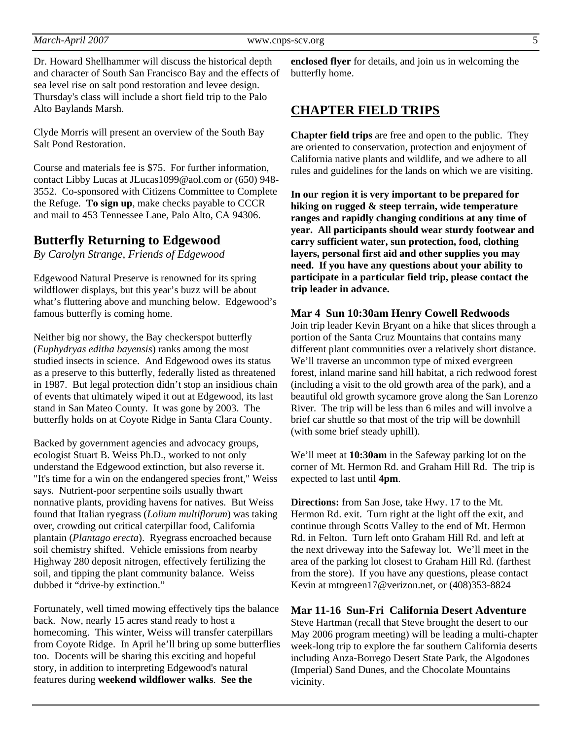Dr. Howard Shellhammer will discuss the historical depth and character of South San Francisco Bay and the effects of sea level rise on salt pond restoration and levee design. Thursday's class will include a short field trip to the Palo Alto Baylands Marsh.

Clyde Morris will present an overview of the South Bay Salt Pond Restoration.

Course and materials fee is $75. For further information, contact Libby Lucas at JLucas1099@aol.com or (650) 948-3552. Co-sponsored with Citizens Committee to Complete the Refuge. **To sign up**, make checks payable to CCCR and mail to 453 Tennessee Lane, Palo Alto, CA 94306.

## Butterfly Returning to Edgewood

*By Carolyn Strange, Friends of Edgewood*

Edgewood Natural Preserve is renowned for its spring wildflower displays, but this year's buzz will be about what's fluttering above and munching below. Edgewood's famous butterfly is coming home.

Neither big nor showy, the Bay checkerspot butterfly (*Euphydryas editha bayensis*) ranks among the most studied insects in science. And Edgewood owes its status as a preserve to this butterfly, federally listed as threatened in 1987. But legal protection didn't stop an insidious chain of events that ultimately wiped it out at Edgewood, its last stand in San Mateo County. It was gone by 2003. The butterfly holds on at Coyote Ridge in Santa Clara County.

Backed by government agencies and advocacy groups, ecologist Stuart B. Weiss Ph.D., worked to not only understand the Edgewood extinction, but also reverse it. "It's time for a win on the endangered species front," Weiss says. Nutrient-poor serpentine soils usually thwart nonnative plants, providing havens for natives. But Weiss found that Italian ryegrass (*Lolium multiflorum*) was taking over, crowding out critical caterpillar food, California plantain (*Plantago erecta*). Ryegrass encroached because soil chemistry shifted. Vehicle emissions from nearby Highway 280 deposit nitrogen, effectively fertilizing the soil, and tipping the plant community balance. Weiss dubbed it "drive-by extinction."

Fortunately, well timed mowing effectively tips the balance back. Now, nearly 15 acres stand ready to host a homecoming. This winter, Weiss will transfer caterpillars from Coyote Ridge. In April he'll bring up some butterflies too. Docents will be sharing this exciting and hopeful story, in addition to interpreting Edgewood's natural features during **weekend wildflower walks**. **See the enclosed flyer** for details, and join us in welcoming the butterfly home.

## CHAPTER FIELD TRIPS

**Chapter field trips** are free and open to the public. They are oriented to conservation, protection and enjoyment of California native plants and wildlife, and we adhere to all rules and guidelines for the lands on which we are visiting.

**In our region it is very important to be prepared for hiking on rugged & steep terrain, wide temperature ranges and rapidly changing conditions at any time of year. All participants should wear sturdy footwear and carry sufficient water, sun protection, food, clothing layers, personal first aid and other supplies you may need. If you have any questions about your ability to participate in a particular field trip, please contact the trip leader in advance.**

### Mar 4 Sun 10:30am Henry Cowell Redwoods

Join trip leader Kevin Bryant on a hike that slices through a portion of the Santa Cruz Mountains that contains many different plant communities over a relatively short distance. We'll traverse an uncommon type of mixed evergreen forest, inland marine sand hill habitat, a rich redwood forest (including a visit to the old growth area of the park), and a beautiful old growth sycamore grove along the San Lorenzo River. The trip will be less than 6 miles and will involve a brief car shuttle so that most of the trip will be downhill (with some brief steady uphill).

We'll meet at **10:30am** in the Safeway parking lot on the corner of Mt. Hermon Rd. and Graham Hill Rd. The trip is expected to last until **4pm**.

**Directions:** from San Jose, take Hwy. 17 to the Mt. Hermon Rd. exit. Turn right at the light off the exit, and continue through Scotts Valley to the end of Mt. Hermon Rd. in Felton. Turn left onto Graham Hill Rd. and left at the next driveway into the Safeway lot. We'll meet in the area of the parking lot closest to Graham Hill Rd. (farthest from the store). If you have any questions, please contact Kevin at mtngreen17@verizon.net, or (408)353-8824

### Mar 11-16 Sun-Fri California Desert Adventure

Steve Hartman (recall that Steve brought the desert to our May 2006 program meeting) will be leading a multi-chapter week-long trip to explore the far southern California deserts including Anza-Borrego Desert State Park, the Algodones (Imperial) Sand Dunes, and the Chocolate Mountains vicinity.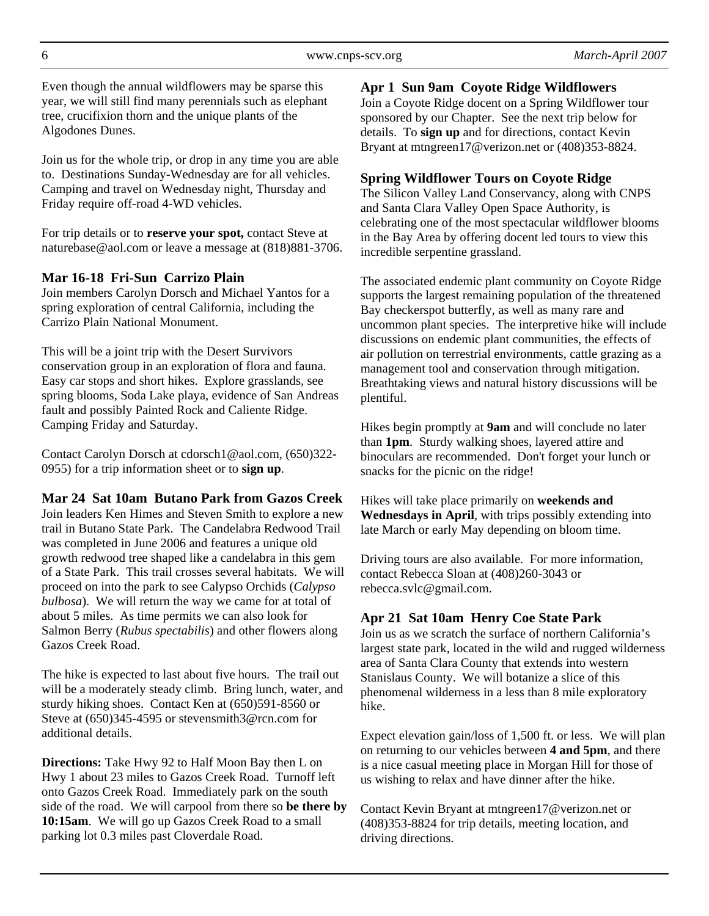Even though the annual wildflowers may be sparse this year, we will still find many perennials such as elephant tree, crucifixion thorn and the unique plants of the Algodones Dunes.

Join us for the whole trip, or drop in any time you are able to. Destinations Sunday-Wednesday are for all vehicles. Camping and travel on Wednesday night, Thursday and Friday require off-road 4-WD vehicles.

For trip details or to **reserve your spot,** contact Steve at naturebase@aol.com or leave a message at (818)881-3706.

### Mar 16-18 Fri-Sun Carrizo Plain

Join members Carolyn Dorsch and Michael Yantos for a spring exploration of central California, including the Carrizo Plain National Monument.

This will be a joint trip with the Desert Survivors conservation group in an exploration of flora and fauna. Easy car stops and short hikes. Explore grasslands, see spring blooms, Soda Lake playa, evidence of San Andreas fault and possibly Painted Rock and Caliente Ridge. Camping Friday and Saturday.

Contact Carolyn Dorsch at cdorsch1@aol.com, (650)322-0955) for a trip information sheet or to **sign up**.

### Mar 24 Sat 10am Butano Park from Gazos Creek

Join leaders Ken Himes and Steven Smith to explore a new trail in Butano State Park. The Candelabra Redwood Trail was completed in June 2006 and features a unique old growth redwood tree shaped like a candelabra in this gem of a State Park. This trail crosses several habitats. We will proceed on into the park to see Calypso Orchids (*Calypso bulbosa*). We will return the way we came for at total of about 5 miles. As time permits we can also look for Salmon Berry (*Rubus spectabilis*) and other flowers along Gazos Creek Road.

The hike is expected to last about five hours. The trail out will be a moderately steady climb. Bring lunch, water, and sturdy hiking shoes. Contact Ken at (650)591-8560 or Steve at (650)345-4595 or stevensmith3@rcn.com for additional details.

**Directions:** Take Hwy 92 to Half Moon Bay then L on Hwy 1 about 23 miles to Gazos Creek Road. Turnoff left onto Gazos Creek Road. Immediately park on the south side of the road. We will carpool from there so **be there by 10:15am**. We will go up Gazos Creek Road to a small parking lot 0.3 miles past Cloverdale Road.

### Apr 1 Sun 9am Coyote Ridge Wildflowers

Join a Coyote Ridge docent on a Spring Wildflower tour sponsored by our Chapter. See the next trip below for details. To **sign up** and for directions, contact Kevin Bryant at mtngreen17@verizon.net or (408)353-8824.

### Spring Wildflower Tours on Coyote Ridge

The Silicon Valley Land Conservancy, along with CNPS and Santa Clara Valley Open Space Authority, is celebrating one of the most spectacular wildflower blooms in the Bay Area by offering docent led tours to view this incredible serpentine grassland.

The associated endemic plant community on Coyote Ridge supports the largest remaining population of the threatened Bay checkerspot butterfly, as well as many rare and uncommon plant species. The interpretive hike will include discussions on endemic plant communities, the effects of air pollution on terrestrial environments, cattle grazing as a management tool and conservation through mitigation. Breathtaking views and natural history discussions will be plentiful.

Hikes begin promptly at **9am** and will conclude no later than **1pm**. Sturdy walking shoes, layered attire and binoculars are recommended. Don't forget your lunch or snacks for the picnic on the ridge!

Hikes will take place primarily on **weekends and Wednesdays in April**, with trips possibly extending into late March or early May depending on bloom time.

Driving tours are also available. For more information, contact Rebecca Sloan at (408)260-3043 or rebecca.svlc@gmail.com.

### Apr 21 Sat 10am Henry Coe State Park

Join us as we scratch the surface of northern California's largest state park, located in the wild and rugged wilderness area of Santa Clara County that extends into western Stanislaus County. We will botanize a slice of this phenomenal wilderness in a less than 8 mile exploratory hike.

Expect elevation gain/loss of 1,500 ft. or less. We will plan on returning to our vehicles between **4 and 5pm**, and there is a nice casual meeting place in Morgan Hill for those of us wishing to relax and have dinner after the hike.

Contact Kevin Bryant at mtngreen17@verizon.net or (408)353-8824 for trip details, meeting location, and driving directions.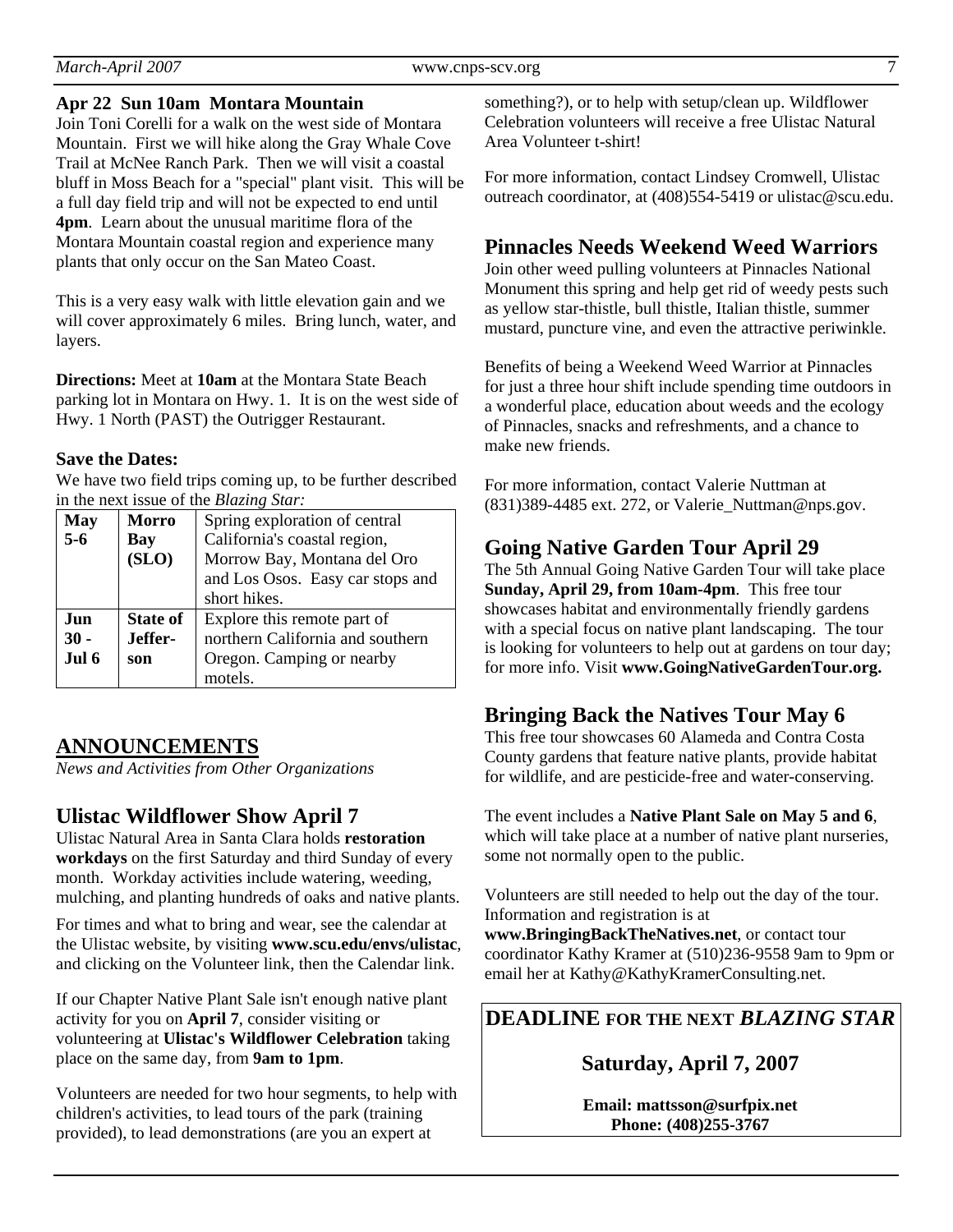**Apr 22 Sun 10am Montara Mountain**

Join Toni Corelli for a walk on the west side of Montara Mountain. First we will hike along the Gray Whale Cove Trail at McNee Ranch Park. Then we will visit a coastal bluff in Moss Beach for a "special" plant visit. This will be a full day field trip and will not be expected to end until **4pm**. Learn about the unusual maritime flora of the Montara Mountain coastal region and experience many plants that only occur on the San Mateo Coast.

This is a very easy walk with little elevation gain and we will cover approximately 6 miles. Bring lunch, water, and layers.

**Directions:** Meet at **10am** at the Montara State Beach parking lot in Montara on Hwy. 1. It is on the west side of Hwy. 1 North (PAST) the Outrigger Restaurant.

**Save the Dates:**

We have two field trips coming up, to be further described in the next issue of the *Blazing Star:*

| | | |
|---|---|---|
| **May 5-6** | **Morro Bay (SLO)** | Spring exploration of central California's coastal region, Morrow Bay, Montana del Oro and Los Osos. Easy car stops and short hikes. |
| **Jun 30 - Jul 6** | **State of Jefferson** | Explore this remote part of northern California and southern Oregon. Camping or nearby motels. |

## ANNOUNCEMENTS

*News and Activities from Other Organizations*

## Ulistac Wildflower Show April 7

Ulistac Natural Area in Santa Clara holds **restoration workdays** on the first Saturday and third Sunday of every month. Workday activities include watering, weeding, mulching, and planting hundreds of oaks and native plants.

For times and what to bring and wear, see the calendar at the Ulistac website, by visiting **www.scu.edu/envs/ulistac**, and clicking on the Volunteer link, then the Calendar link.

If our Chapter Native Plant Sale isn't enough native plant activity for you on **April 7**, consider visiting or volunteering at **Ulistac's Wildflower Celebration** taking place on the same day, from **9am to 1pm**.

Volunteers are needed for two hour segments, to help with children's activities, to lead tours of the park (training provided), to lead demonstrations (are you an expert at something?), or to help with setup/clean up. Wildflower Celebration volunteers will receive a free Ulistac Natural Area Volunteer t-shirt!

For more information, contact Lindsey Cromwell, Ulistac outreach coordinator, at (408)554-5419 or ulistac@scu.edu.

## Pinnacles Needs Weekend Weed Warriors

Join other weed pulling volunteers at Pinnacles National Monument this spring and help get rid of weedy pests such as yellow star-thistle, bull thistle, Italian thistle, summer mustard, puncture vine, and even the attractive periwinkle.

Benefits of being a Weekend Weed Warrior at Pinnacles for just a three hour shift include spending time outdoors in a wonderful place, education about weeds and the ecology of Pinnacles, snacks and refreshments, and a chance to make new friends.

For more information, contact Valerie Nuttman at (831)389-4485 ext. 272, or Valerie_Nuttman@nps.gov.

## Going Native Garden Tour April 29

The 5th Annual Going Native Garden Tour will take place **Sunday, April 29, from 10am-4pm**. This free tour showcases habitat and environmentally friendly gardens with a special focus on native plant landscaping. The tour is looking for volunteers to help out at gardens on tour day; for more info. Visit **www.GoingNativeGardenTour.org.**

## Bringing Back the Natives Tour May 6

This free tour showcases 60 Alameda and Contra Costa County gardens that feature native plants, provide habitat for wildlife, and are pesticide-free and water-conserving.

The event includes a **Native Plant Sale on May 5 and 6**, which will take place at a number of native plant nurseries, some not normally open to the public.

Volunteers are still needed to help out the day of the tour. Information and registration is at **www.BringingBackTheNatives.net**, or contact tour coordinator Kathy Kramer at (510)236-9558 9am to 9pm or email her at Kathy@KathyKramerConsulting.net.

**DEADLINE FOR THE NEXT *BLAZING STAR***

**Saturday, April 7, 2007**

**Email: mattsson@surfpix.net**
**Phone: (408)255-3767**